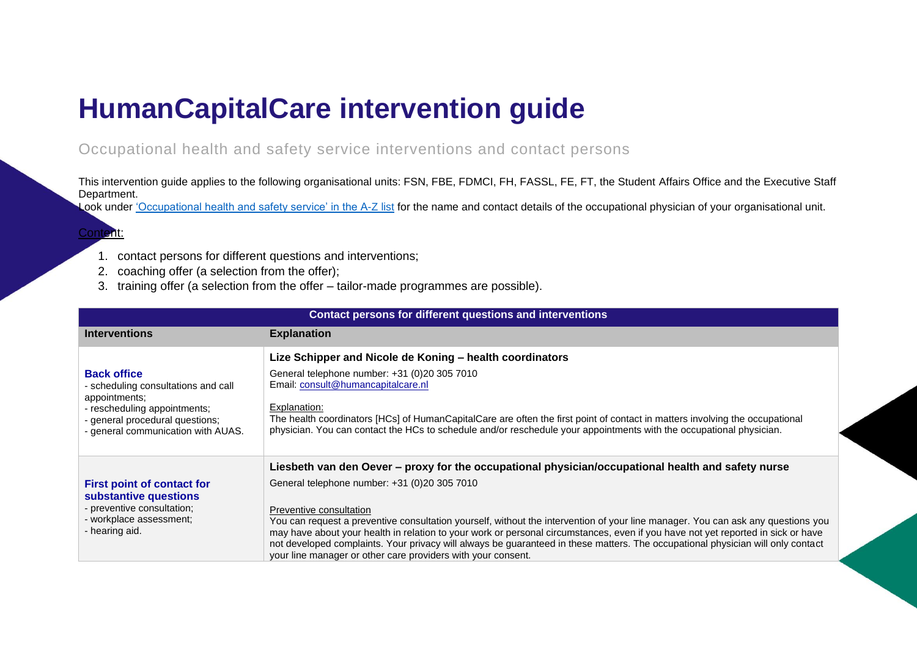# HumanCapitalCare intervention guide

Occupational health and safety service interventions and contact persons

This intervention guide applies to the following organisational units: FSN, FBE, FDMCI, FH, FASSL, FE, FT, the Student Affairs Office and the Executive Staff Department.
Look under 'Occupational health and safety service' in the A-Z list for the name and contact details of the occupational physician of your organisational unit.

Content:

1. contact persons for different questions and interventions;
2. coaching offer (a selection from the offer);
3. training offer (a selection from the offer – tailor-made programmes are possible).

| Contact persons for different questions and interventions | |
|---|---|
| **Interventions** | **Explanation** |
| **Back office**<br>- scheduling consultations and call appointments;<br>- rescheduling appointments;<br>- general procedural questions;<br>- general communication with AUAS. | **Lize Schipper and Nicole de Koning – health coordinators**<br>General telephone number: +31 (0)20 305 7010<br>Email: consult@humancapitalcare.nl<br><br>Explanation:<br>The health coordinators [HCs] of HumanCapitalCare are often the first point of contact in matters involving the occupational physician. You can contact the HCs to schedule and/or reschedule your appointments with the occupational physician. |
| **First point of contact for substantive questions**<br>- preventive consultation;<br>- workplace assessment;<br>- hearing aid. | **Liesbeth van den Oever – proxy for the occupational physician/occupational health and safety nurse**<br>General telephone number: +31 (0)20 305 7010<br><br>Preventive consultation<br>You can request a preventive consultation yourself, without the intervention of your line manager. You can ask any questions you may have about your health in relation to your work or personal circumstances, even if you have not yet reported in sick or have not developed complaints. Your privacy will always be guaranteed in these matters. The occupational physician will only contact your line manager or other care providers with your consent. |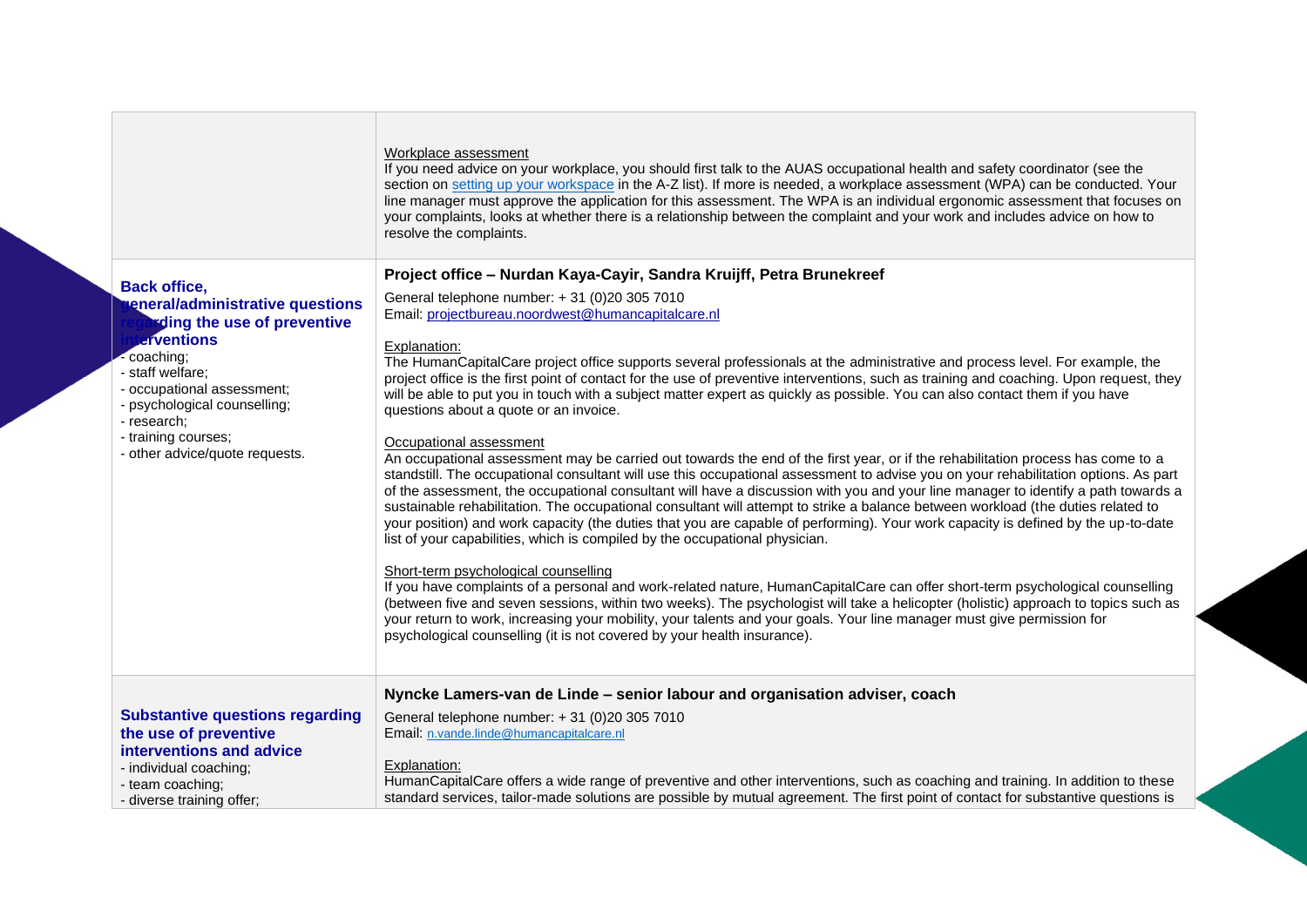| | |
|---|---|
| | Workplace assessment<br>If you need advice on your workplace, you should first talk to the AUAS occupational health and safety coordinator (see the section on setting up your workspace in the A-Z list). If more is needed, a workplace assessment (WPA) can be conducted. Your line manager must approve the application for this assessment. The WPA is an individual ergonomic assessment that focuses on your complaints, looks at whether there is a relationship between the complaint and your work and includes advice on how to resolve the complaints. |
| **Back office, general/administrative questions regarding the use of preventive interventions**<br>- coaching;<br>- staff welfare;<br>- occupational assessment;<br>- psychological counselling;<br>- research;<br>- training courses;<br>- other advice/quote requests. | **Project office – Nurdan Kaya-Cayir, Sandra Kruijff, Petra Brunekreef**<br>General telephone number: + 31 (0)20 305 7010<br>Email: projectbureau.noordwest@humancapitalcare.nl<br><br>Explanation:<br>The HumanCapitalCare project office supports several professionals at the administrative and process level. For example, the project office is the first point of contact for the use of preventive interventions, such as training and coaching. Upon request, they will be able to put you in touch with a subject matter expert as quickly as possible. You can also contact them if you have questions about a quote or an invoice.<br><br>Occupational assessment<br>An occupational assessment may be carried out towards the end of the first year, or if the rehabilitation process has come to a standstill. The occupational consultant will use this occupational assessment to advise you on your rehabilitation options. As part of the assessment, the occupational consultant will have a discussion with you and your line manager to identify a path towards a sustainable rehabilitation. The occupational consultant will attempt to strike a balance between workload (the duties related to your position) and work capacity (the duties that you are capable of performing). Your work capacity is defined by the up-to-date list of your capabilities, which is compiled by the occupational physician.<br><br>Short-term psychological counselling<br>If you have complaints of a personal and work-related nature, HumanCapitalCare can offer short-term psychological counselling (between five and seven sessions, within two weeks). The psychologist will take a helicopter (holistic) approach to topics such as your return to work, increasing your mobility, your talents and your goals. Your line manager must give permission for psychological counselling (it is not covered by your health insurance). |
| **Substantive questions regarding the use of preventive interventions and advice**<br>- individual coaching;<br>- team coaching;<br>- diverse training offer; | **Nyncke Lamers-van de Linde – senior labour and organisation adviser, coach**<br>General telephone number: + 31 (0)20 305 7010<br>Email: n.vande.linde@humancapitalcare.nl<br><br>Explanation:<br>HumanCapitalCare offers a wide range of preventive and other interventions, such as coaching and training. In addition to these standard services, tailor-made solutions are possible by mutual agreement. The first point of contact for substantive questions is |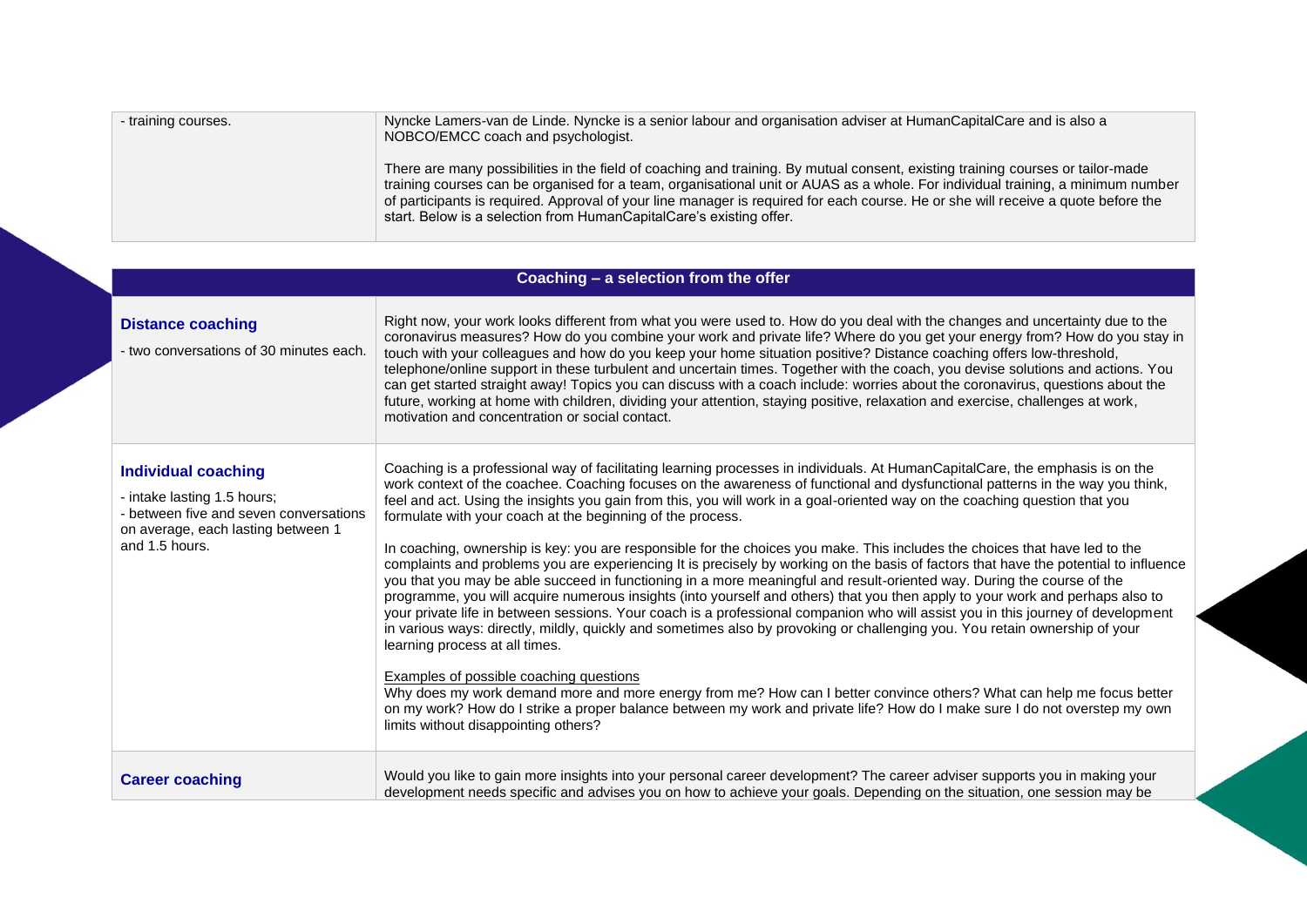| | |
|---|---|
| - training courses. | Nyncke Lamers-van de Linde. Nyncke is a senior labour and organisation adviser at HumanCapitalCare and is also a NOBCO/EMCC coach and psychologist.<br><br>There are many possibilities in the field of coaching and training. By mutual consent, existing training courses or tailor-made training courses can be organised for a team, organisational unit or AUAS as a whole. For individual training, a minimum number of participants is required. Approval of your line manager is required for each course. He or she will receive a quote before the start. Below is a selection from HumanCapitalCare's existing offer. |

| Coaching – a selection from the offer | |
|---|---|
| **Distance coaching**<br>- two conversations of 30 minutes each. | Right now, your work looks different from what you were used to. How do you deal with the changes and uncertainty due to the coronavirus measures? How do you combine your work and private life? Where do you get your energy from? How do you stay in touch with your colleagues and how do you keep your home situation positive? Distance coaching offers low-threshold, telephone/online support in these turbulent and uncertain times. Together with the coach, you devise solutions and actions. You can get started straight away! Topics you can discuss with a coach include: worries about the coronavirus, questions about the future, working at home with children, dividing your attention, staying positive, relaxation and exercise, challenges at work, motivation and concentration or social contact. |
| **Individual coaching**<br>- intake lasting 1.5 hours;<br>- between five and seven conversations on average, each lasting between 1 and 1.5 hours. | Coaching is a professional way of facilitating learning processes in individuals. At HumanCapitalCare, the emphasis is on the work context of the coachee. Coaching focuses on the awareness of functional and dysfunctional patterns in the way you think, feel and act. Using the insights you gain from this, you will work in a goal-oriented way on the coaching question that you formulate with your coach at the beginning of the process.<br><br>In coaching, ownership is key: you are responsible for the choices you make. This includes the choices that have led to the complaints and problems you are experiencing It is precisely by working on the basis of factors that have the potential to influence you that you may be able succeed in functioning in a more meaningful and result-oriented way. During the course of the programme, you will acquire numerous insights (into yourself and others) that you then apply to your work and perhaps also to your private life in between sessions. Your coach is a professional companion who will assist you in this journey of development in various ways: directly, mildly, quickly and sometimes also by provoking or challenging you. You retain ownership of your learning process at all times.<br><br><u>Examples of possible coaching questions</u><br>Why does my work demand more and more energy from me? How can I better convince others? What can help me focus better on my work? How do I strike a proper balance between my work and private life? How do I make sure I do not overstep my own limits without disappointing others? |
| **Career coaching** | Would you like to gain more insights into your personal career development? The career adviser supports you in making your development needs specific and advises you on how to achieve your goals. Depending on the situation, one session may be |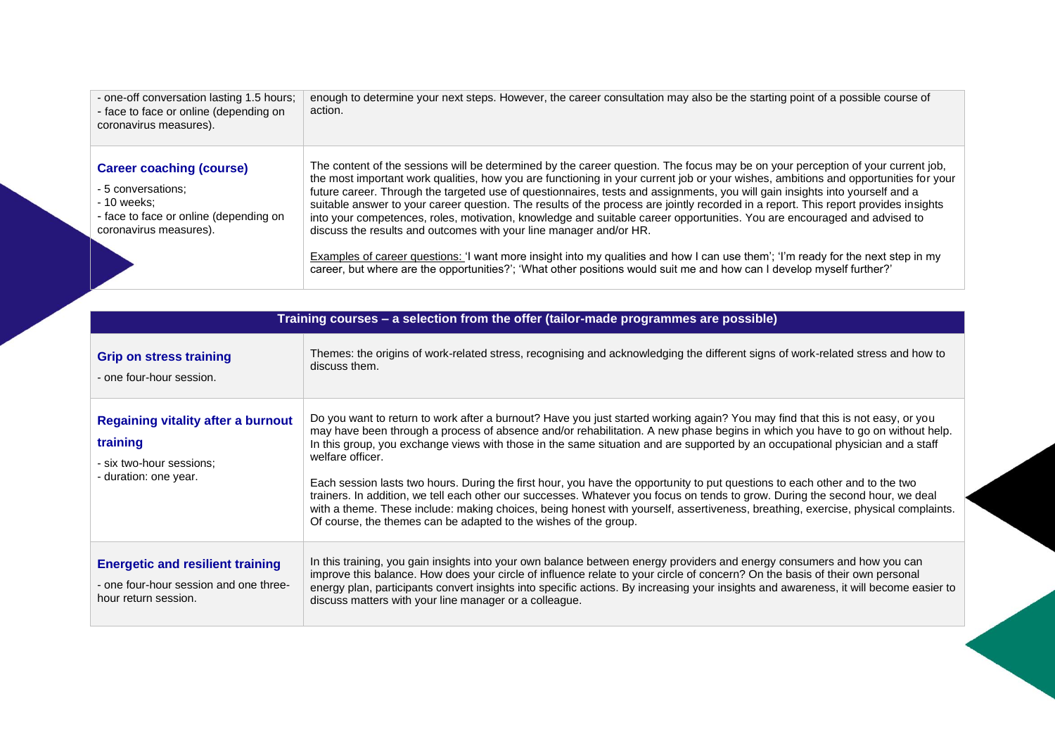| | |
|---|---|
| - one-off conversation lasting 1.5 hours;<br>- face to face or online (depending on coronavirus measures). | enough to determine your next steps. However, the career consultation may also be the starting point of a possible course of action. |
| **Career coaching (course)**<br>- 5 conversations;<br>- 10 weeks;<br>- face to face or online (depending on coronavirus measures). | The content of the sessions will be determined by the career question. The focus may be on your perception of your current job, the most important work qualities, how you are functioning in your current job or your wishes, ambitions and opportunities for your future career. Through the targeted use of questionnaires, tests and assignments, you will gain insights into yourself and a suitable answer to your career question. The results of the process are jointly recorded in a report. This report provides insights into your competences, roles, motivation, knowledge and suitable career opportunities. You are encouraged and advised to discuss the results and outcomes with your line manager and/or HR.<br><br>Examples of career questions: 'I want more insight into my qualities and how I can use them'; 'I'm ready for the next step in my career, but where are the opportunities?'; 'What other positions would suit me and how can I develop myself further?' |

| **Training courses – a selection from the offer (tailor-made programmes are possible)** | |
|---|---|
| **Grip on stress training**<br>- one four-hour session. | Themes: the origins of work-related stress, recognising and acknowledging the different signs of work-related stress and how to discuss them. |
| **Regaining vitality after a burnout training**<br>- six two-hour sessions;<br>- duration: one year. | Do you want to return to work after a burnout? Have you just started working again? You may find that this is not easy, or you may have been through a process of absence and/or rehabilitation. A new phase begins in which you have to go on without help. In this group, you exchange views with those in the same situation and are supported by an occupational physician and a staff welfare officer.<br><br>Each session lasts two hours. During the first hour, you have the opportunity to put questions to each other and to the two trainers. In addition, we tell each other our successes. Whatever you focus on tends to grow. During the second hour, we deal with a theme. These include: making choices, being honest with yourself, assertiveness, breathing, exercise, physical complaints. Of course, the themes can be adapted to the wishes of the group. |
| **Energetic and resilient training**<br>- one four-hour session and one three-hour return session. | In this training, you gain insights into your own balance between energy providers and energy consumers and how you can improve this balance. How does your circle of influence relate to your circle of concern? On the basis of their own personal energy plan, participants convert insights into specific actions. By increasing your insights and awareness, it will become easier to discuss matters with your line manager or a colleague. |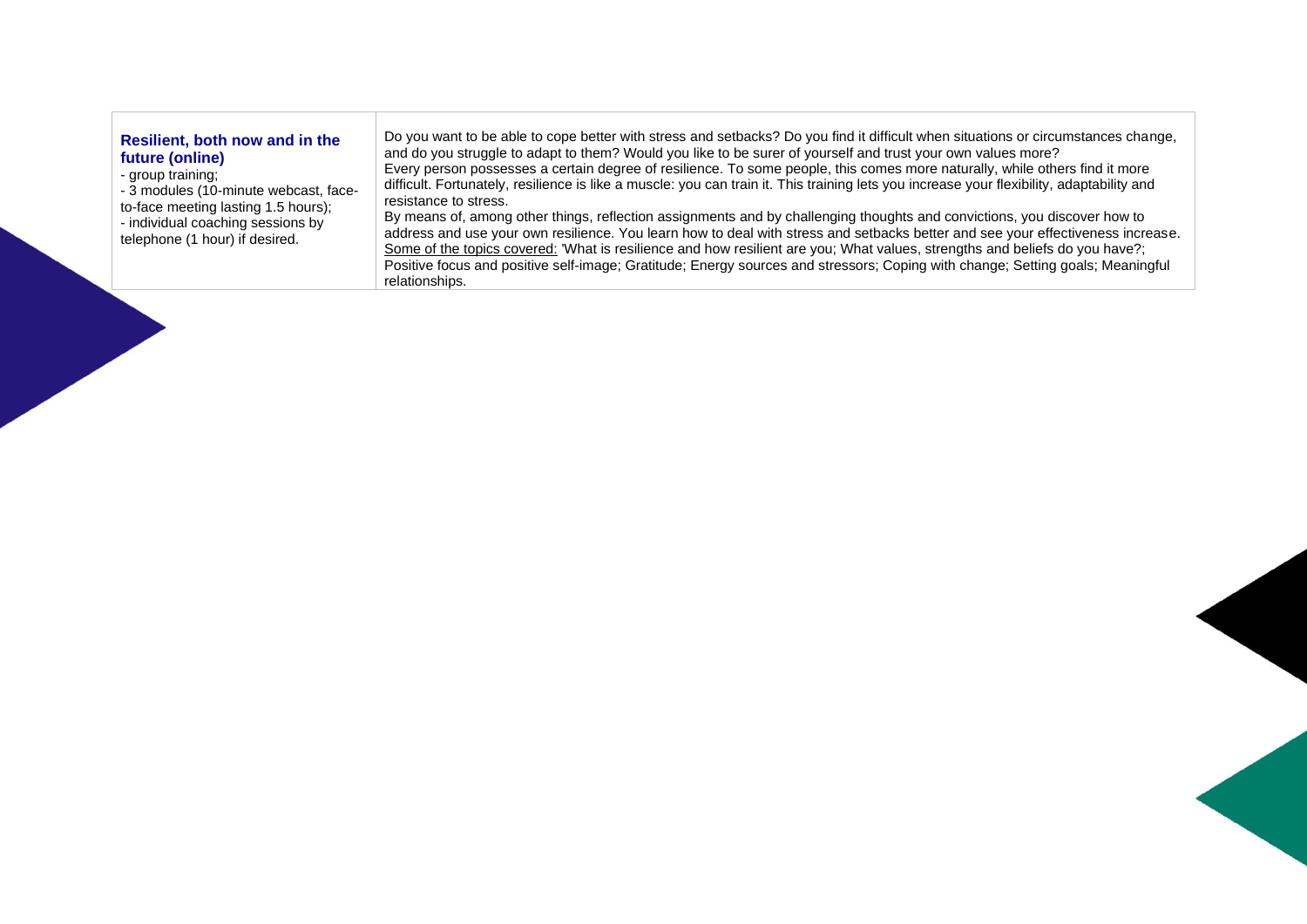| | |
|---|---|
| **Resilient, both now and in the future (online)**<br>- group training;<br>- 3 modules (10-minute webcast, face-to-face meeting lasting 1.5 hours);<br>- individual coaching sessions by telephone (1 hour) if desired. | Do you want to be able to cope better with stress and setbacks? Do you find it difficult when situations or circumstances change, and do you struggle to adapt to them? Would you like to be surer of yourself and trust your own values more?<br>Every person possesses a certain degree of resilience. To some people, this comes more naturally, while others find it more difficult. Fortunately, resilience is like a muscle: you can train it. This training lets you increase your flexibility, adaptability and resistance to stress.<br>By means of, among other things, reflection assignments and by challenging thoughts and convictions, you discover how to address and use your own resilience. You learn how to deal with stress and setbacks better and see your effectiveness increase.<br>Some of the topics covered: 'What is resilience and how resilient are you; What values, strengths and beliefs do you have?; Positive focus and positive self-image; Gratitude; Energy sources and stressors; Coping with change; Setting goals; Meaningful relationships. |